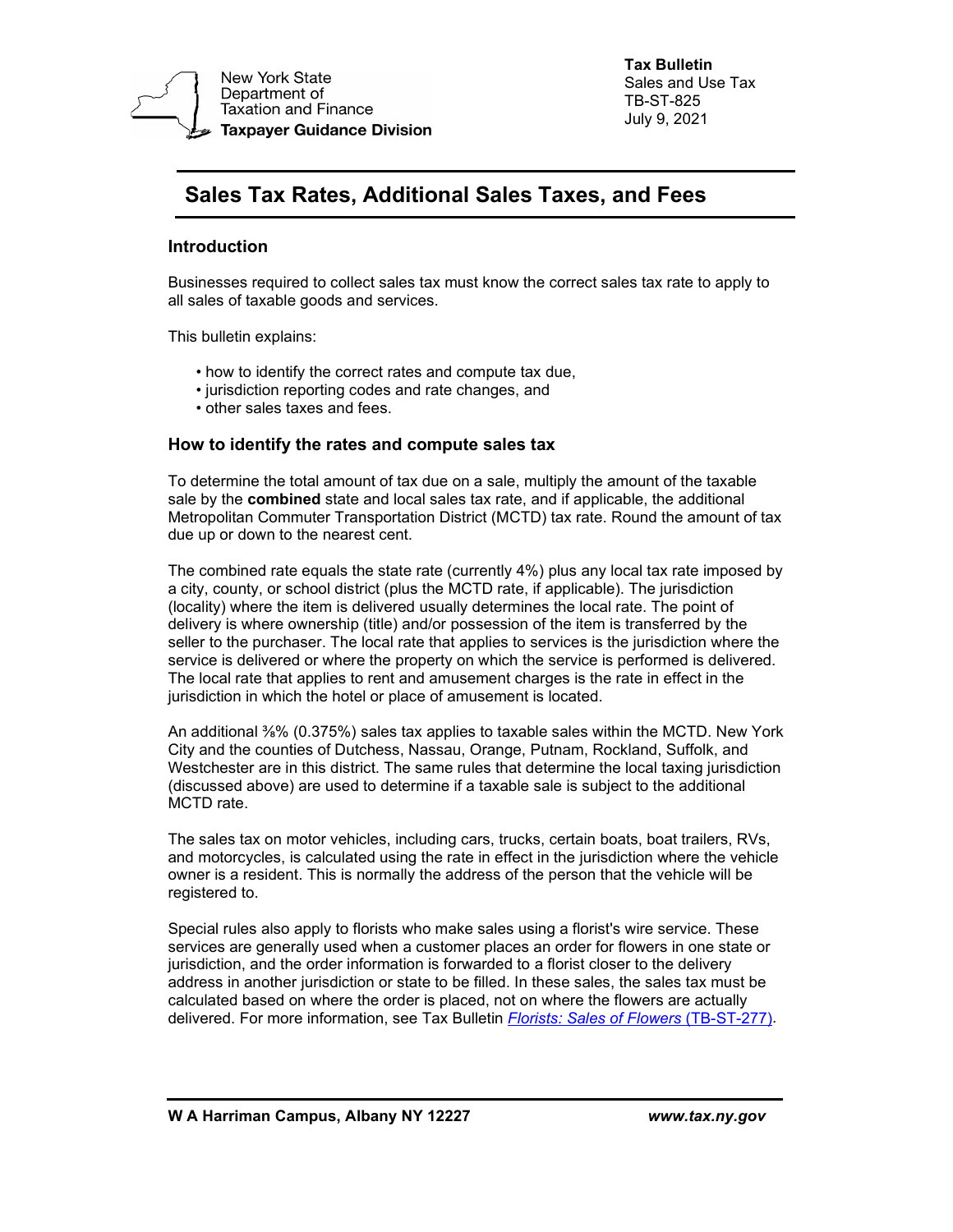New York State Department of Taxation and Finance
**Taxpayer Guidance Division**

**Tax Bulletin**
Sales and Use Tax
TB-ST-825
July 9, 2021

# Sales Tax Rates, Additional Sales Taxes, and Fees

## Introduction

Businesses required to collect sales tax must know the correct sales tax rate to apply to all sales of taxable goods and services.

This bulletin explains:

- how to identify the correct rates and compute tax due,
- jurisdiction reporting codes and rate changes, and
- other sales taxes and fees.

## How to identify the rates and compute sales tax

To determine the total amount of tax due on a sale, multiply the amount of the taxable sale by the **combined** state and local sales tax rate, and if applicable, the additional Metropolitan Commuter Transportation District (MCTD) tax rate. Round the amount of tax due up or down to the nearest cent.

The combined rate equals the state rate (currently 4%) plus any local tax rate imposed by a city, county, or school district (plus the MCTD rate, if applicable). The jurisdiction (locality) where the item is delivered usually determines the local rate. The point of delivery is where ownership (title) and/or possession of the item is transferred by the seller to the purchaser. The local rate that applies to services is the jurisdiction where the service is delivered or where the property on which the service is performed is delivered. The local rate that applies to rent and amusement charges is the rate in effect in the jurisdiction in which the hotel or place of amusement is located.

An additional ⅜% (0.375%) sales tax applies to taxable sales within the MCTD. New York City and the counties of Dutchess, Nassau, Orange, Putnam, Rockland, Suffolk, and Westchester are in this district. The same rules that determine the local taxing jurisdiction (discussed above) are used to determine if a taxable sale is subject to the additional MCTD rate.

The sales tax on motor vehicles, including cars, trucks, certain boats, boat trailers, RVs, and motorcycles, is calculated using the rate in effect in the jurisdiction where the vehicle owner is a resident. This is normally the address of the person that the vehicle will be registered to.

Special rules also apply to florists who make sales using a florist's wire service. These services are generally used when a customer places an order for flowers in one state or jurisdiction, and the order information is forwarded to a florist closer to the delivery address in another jurisdiction or state to be filled. In these sales, the sales tax must be calculated based on where the order is placed, not on where the flowers are actually delivered. For more information, see Tax Bulletin *Florists: Sales of Flowers* (TB-ST-277).

**W A Harriman Campus, Albany NY 12227** ***www.tax.ny.gov***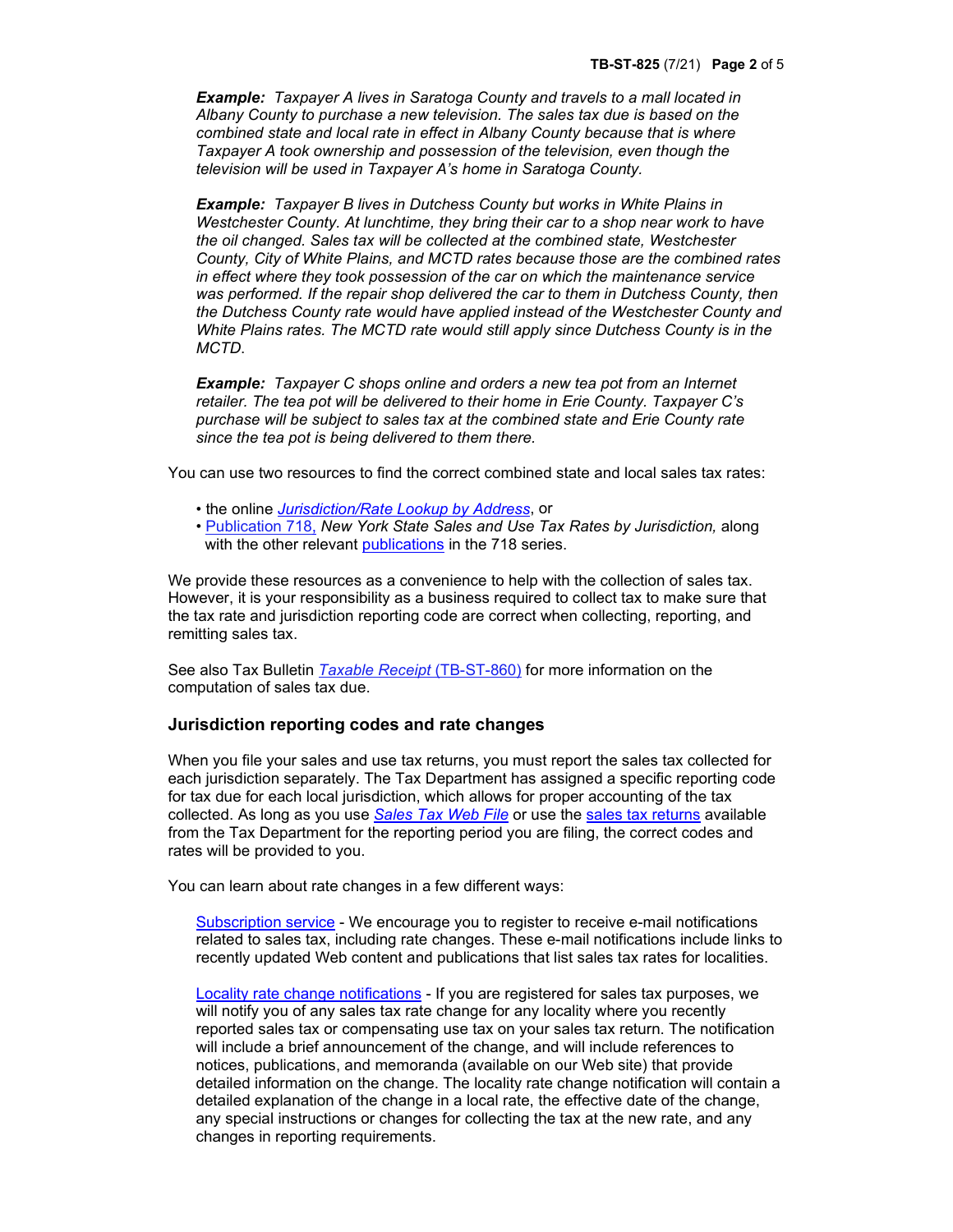***Example:*** *Taxpayer A lives in Saratoga County and travels to a mall located in Albany County to purchase a new television. The sales tax due is based on the combined state and local rate in effect in Albany County because that is where Taxpayer A took ownership and possession of the television, even though the television will be used in Taxpayer A's home in Saratoga County.*

***Example:*** *Taxpayer B lives in Dutchess County but works in White Plains in Westchester County. At lunchtime, they bring their car to a shop near work to have the oil changed. Sales tax will be collected at the combined state, Westchester County, City of White Plains, and MCTD rates because those are the combined rates in effect where they took possession of the car on which the maintenance service was performed. If the repair shop delivered the car to them in Dutchess County, then the Dutchess County rate would have applied instead of the Westchester County and White Plains rates. The MCTD rate would still apply since Dutchess County is in the MCTD.*

***Example:*** *Taxpayer C shops online and orders a new tea pot from an Internet retailer. The tea pot will be delivered to their home in Erie County. Taxpayer C's purchase will be subject to sales tax at the combined state and Erie County rate since the tea pot is being delivered to them there.*

You can use two resources to find the correct combined state and local sales tax rates:

- the online *Jurisdiction/Rate Lookup by Address*, or
- Publication 718, *New York State Sales and Use Tax Rates by Jurisdiction,* along with the other relevant publications in the 718 series.

We provide these resources as a convenience to help with the collection of sales tax. However, it is your responsibility as a business required to collect tax to make sure that the tax rate and jurisdiction reporting code are correct when collecting, reporting, and remitting sales tax.

See also Tax Bulletin *Taxable Receipt* (TB-ST-860) for more information on the computation of sales tax due.

## Jurisdiction reporting codes and rate changes

When you file your sales and use tax returns, you must report the sales tax collected for each jurisdiction separately. The Tax Department has assigned a specific reporting code for tax due for each local jurisdiction, which allows for proper accounting of the tax collected. As long as you use *Sales Tax Web File* or use the sales tax returns available from the Tax Department for the reporting period you are filing, the correct codes and rates will be provided to you.

You can learn about rate changes in a few different ways:

Subscription service - We encourage you to register to receive e-mail notifications related to sales tax, including rate changes. These e-mail notifications include links to recently updated Web content and publications that list sales tax rates for localities.

Locality rate change notifications - If you are registered for sales tax purposes, we will notify you of any sales tax rate change for any locality where you recently reported sales tax or compensating use tax on your sales tax return. The notification will include a brief announcement of the change, and will include references to notices, publications, and memoranda (available on our Web site) that provide detailed information on the change. The locality rate change notification will contain a detailed explanation of the change in a local rate, the effective date of the change, any special instructions or changes for collecting the tax at the new rate, and any changes in reporting requirements.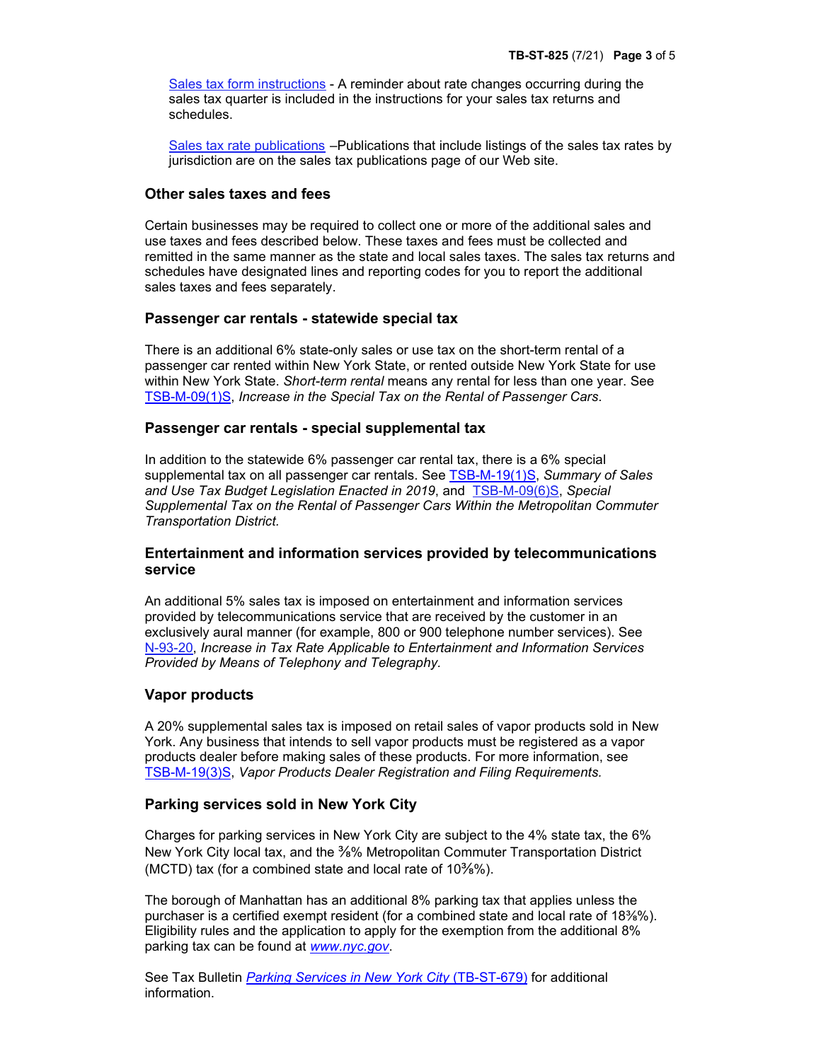Sales tax form instructions - A reminder about rate changes occurring during the sales tax quarter is included in the instructions for your sales tax returns and schedules.

Sales tax rate publications –Publications that include listings of the sales tax rates by jurisdiction are on the sales tax publications page of our Web site.

## Other sales taxes and fees

Certain businesses may be required to collect one or more of the additional sales and use taxes and fees described below. These taxes and fees must be collected and remitted in the same manner as the state and local sales taxes. The sales tax returns and schedules have designated lines and reporting codes for you to report the additional sales taxes and fees separately.

### Passenger car rentals - statewide special tax

There is an additional 6% state-only sales or use tax on the short-term rental of a passenger car rented within New York State, or rented outside New York State for use within New York State. *Short-term rental* means any rental for less than one year. See TSB-M-09(1)S, *Increase in the Special Tax on the Rental of Passenger Cars*.

### Passenger car rentals - special supplemental tax

In addition to the statewide 6% passenger car rental tax, there is a 6% special supplemental tax on all passenger car rentals. See TSB-M-19(1)S, *Summary of Sales and Use Tax Budget Legislation Enacted in 2019*, and TSB-M-09(6)S, *Special Supplemental Tax on the Rental of Passenger Cars Within the Metropolitan Commuter Transportation District.*

### Entertainment and information services provided by telecommunications service

An additional 5% sales tax is imposed on entertainment and information services provided by telecommunications service that are received by the customer in an exclusively aural manner (for example, 800 or 900 telephone number services). See N-93-20, *Increase in Tax Rate Applicable to Entertainment and Information Services Provided by Means of Telephony and Telegraphy.*

### Vapor products

A 20% supplemental sales tax is imposed on retail sales of vapor products sold in New York. Any business that intends to sell vapor products must be registered as a vapor products dealer before making sales of these products. For more information, see TSB-M-19(3)S, *Vapor Products Dealer Registration and Filing Requirements.*

### Parking services sold in New York City

Charges for parking services in New York City are subject to the 4% state tax, the 6% New York City local tax, and the ⅜% Metropolitan Commuter Transportation District (MCTD) tax (for a combined state and local rate of 10⅜%).

The borough of Manhattan has an additional 8% parking tax that applies unless the purchaser is a certified exempt resident (for a combined state and local rate of 18⅜%). Eligibility rules and the application to apply for the exemption from the additional 8% parking tax can be found at *www.nyc.gov*.

See Tax Bulletin *Parking Services in New York City* (TB-ST-679) for additional information.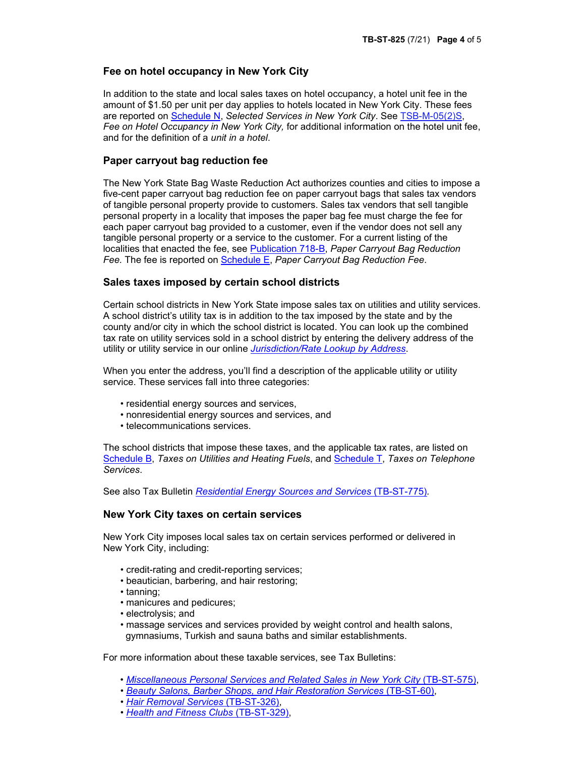## Fee on hotel occupancy in New York City

In addition to the state and local sales taxes on hotel occupancy, a hotel unit fee in the amount of $1.50 per unit per day applies to hotels located in New York City. These fees are reported on Schedule N, *Selected Services in New York City*. See TSB-M-05(2)S, *Fee on Hotel Occupancy in New York City,* for additional information on the hotel unit fee, and for the definition of a *unit in a hotel*.

## Paper carryout bag reduction fee

The New York State Bag Waste Reduction Act authorizes counties and cities to impose a five-cent paper carryout bag reduction fee on paper carryout bags that sales tax vendors of tangible personal property provide to customers. Sales tax vendors that sell tangible personal property in a locality that imposes the paper bag fee must charge the fee for each paper carryout bag provided to a customer, even if the vendor does not sell any tangible personal property or a service to the customer. For a current listing of the localities that enacted the fee, see Publication 718-B, *Paper Carryout Bag Reduction Fee.* The fee is reported on Schedule E, *Paper Carryout Bag Reduction Fee*.

## Sales taxes imposed by certain school districts

Certain school districts in New York State impose sales tax on utilities and utility services. A school district's utility tax is in addition to the tax imposed by the state and by the county and/or city in which the school district is located. You can look up the combined tax rate on utility services sold in a school district by entering the delivery address of the utility or utility service in our online *Jurisdiction/Rate Lookup by Address*.

When you enter the address, you'll find a description of the applicable utility or utility service. These services fall into three categories:

- residential energy sources and services,
- nonresidential energy sources and services, and
- telecommunications services.

The school districts that impose these taxes, and the applicable tax rates, are listed on Schedule B, *Taxes on Utilities and Heating Fuels*, and Schedule T, *Taxes on Telephone Services*.

See also Tax Bulletin *Residential Energy Sources and Services* (TB-ST-775).

## New York City taxes on certain services

New York City imposes local sales tax on certain services performed or delivered in New York City, including:

- credit-rating and credit-reporting services;
- beautician, barbering, and hair restoring;
- tanning;
- manicures and pedicures;
- electrolysis; and
- massage services and services provided by weight control and health salons, gymnasiums, Turkish and sauna baths and similar establishments.

For more information about these taxable services, see Tax Bulletins:

- *Miscellaneous Personal Services and Related Sales in New York City* (TB-ST-575),
- *Beauty Salons, Barber Shops, and Hair Restoration Services* (TB-ST-60),
- *Hair Removal Services* (TB-ST-326),
- *Health and Fitness Clubs* (TB-ST-329),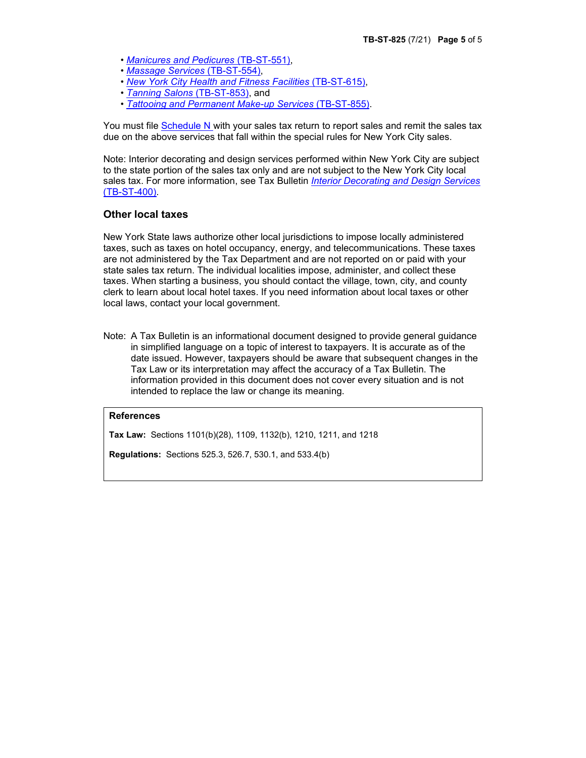- *Manicures and Pedicures* (TB-ST-551),
- *Massage Services* (TB-ST-554),
- *New York City Health and Fitness Facilities* (TB-ST-615),
- *Tanning Salons* (TB-ST-853), and
- *Tattooing and Permanent Make-up Services* (TB-ST-855).

You must file Schedule N with your sales tax return to report sales and remit the sales tax due on the above services that fall within the special rules for New York City sales.

Note: Interior decorating and design services performed within New York City are subject to the state portion of the sales tax only and are not subject to the New York City local sales tax. For more information, see Tax Bulletin *Interior Decorating and Design Services* (TB-ST-400).

## Other local taxes

New York State laws authorize other local jurisdictions to impose locally administered taxes, such as taxes on hotel occupancy, energy, and telecommunications. These taxes are not administered by the Tax Department and are not reported on or paid with your state sales tax return. The individual localities impose, administer, and collect these taxes. When starting a business, you should contact the village, town, city, and county clerk to learn about local hotel taxes. If you need information about local taxes or other local laws, contact your local government.

Note: A Tax Bulletin is an informational document designed to provide general guidance in simplified language on a topic of interest to taxpayers. It is accurate as of the date issued. However, taxpayers should be aware that subsequent changes in the Tax Law or its interpretation may affect the accuracy of a Tax Bulletin. The information provided in this document does not cover every situation and is not intended to replace the law or change its meaning.

**References**

**Tax Law:** Sections 1101(b)(28), 1109, 1132(b), 1210, 1211, and 1218

**Regulations:** Sections 525.3, 526.7, 530.1, and 533.4(b)